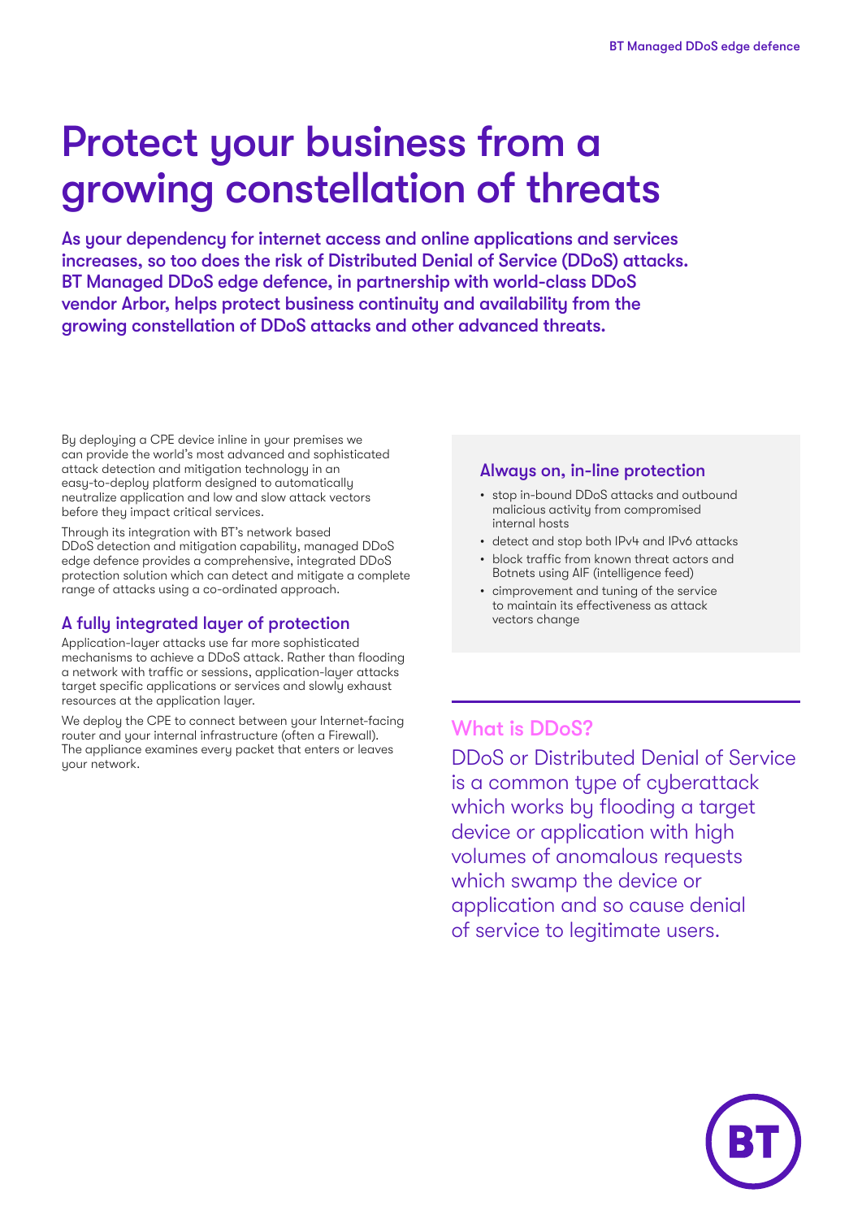# Protect your business from a growing constellation of threats

**As your dependency for internet access and online applications and services increases, so too does the risk of Distributed Denial of Service (DDoS) attacks. BT Managed DDoS edge defence, in partnership with world-class DDoS vendor Arbor, helps protect business continuity and availability from the growing constellation of DDoS attacks and other advanced threats.**

By deploying a CPE device inline in your premises we can provide the world's most advanced and sophisticated attack detection and mitigation technology in an easy-to-deploy platform designed to automatically neutralize application and low and slow attack vectors before they impact critical services.

Through its integration with BT's network based DDoS detection and mitigation capability, managed DDoS edge defence provides a comprehensive, integrated DDoS protection solution which can detect and mitigate a complete range of attacks using a co-ordinated approach.

## A fully integrated layer of protection

Application-layer attacks use far more sophisticated mechanisms to achieve a DDoS attack. Rather than flooding a network with traffic or sessions, application-layer attacks target specific applications or services and slowly exhaust resources at the application layer.

We deploy the CPE to connect between your Internet-facing router and your internal infrastructure (often a Firewall). The appliance examines every packet that enters or leaves your network.

## Always on, in-line protection

- stop in-bound DDoS attacks and outbound malicious activity from compromised internal hosts
- detect and stop both IPv4 and IPv6 attacks
- block traffic from known threat actors and Botnets using AIF (intelligence feed)
- cimprovement and tuning of the service to maintain its effectiveness as attack vectors change

## What is DDoS?

DDoS or Distributed Denial of Service is a common type of cyberattack which works by flooding a target device or application with high volumes of anomalous requests which swamp the device or application and so cause denial of service to legitimate users.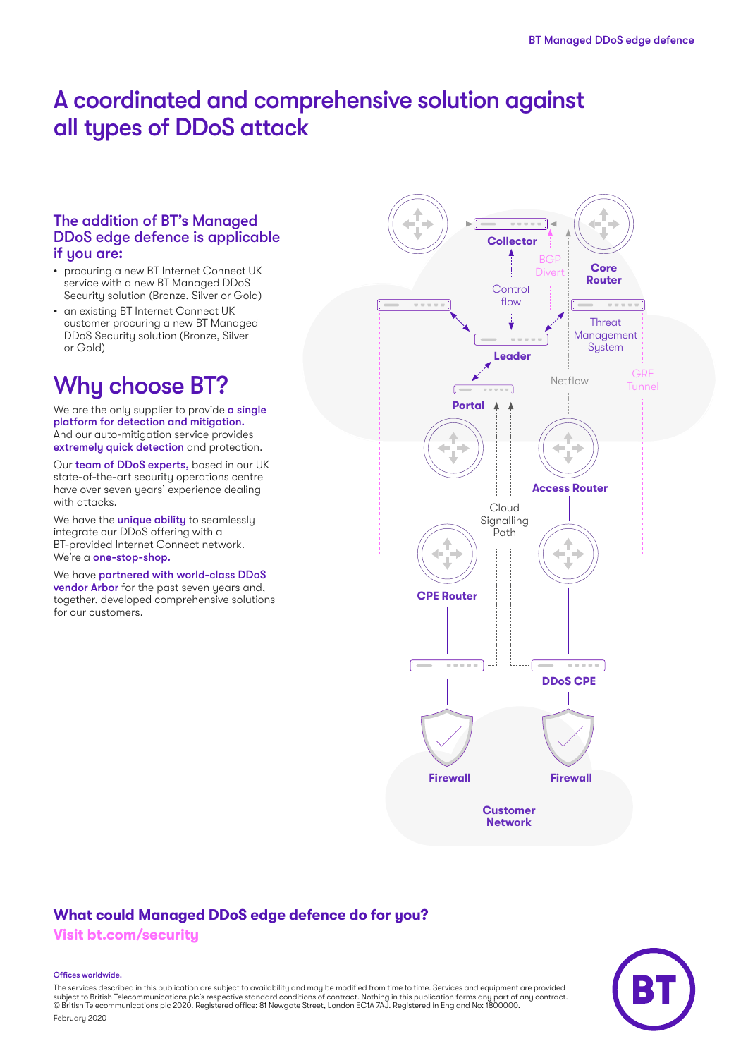# A coordinated and comprehensive solution against all types of DDoS attack

## The addition of BT's Managed DDoS edge defence is applicable if you are:

- procuring a new BT Internet Connect UK service with a new BT Managed DDoS Security solution (Bronze, Silver or Gold)
- an existing BT Internet Connect UK customer procuring a new BT Managed DDoS Security solution (Bronze, Silver or Gold)

## Why choose BT?

We are the only supplier to provide **a single platform for detection and mitigation.** And our auto-mitigation service provides **extremely quick detection** and protection.

Our **team of DDoS experts,** based in our UK state-of-the-art security operations centre have over seven years' experience dealing with attacks.

We have the **unique ability** to seamlessly integrate our DDoS offering with a BT-provided Internet Connect network. We're a **one-stop-shop.**

We have **partnered with world-class DDoS vendor Arbor** for the past seven years and, together, developed comprehensive solutions for our customers.

Collector
BGP Divert
Core Router
Control flow
Threat Management System
Leader
Netflow
GRE Tunnel
Portal
Access Router
Cloud Signalling Path
CPE Router
DDoS CPE
Firewall
Firewall
Customer Network

**What could Managed DDoS edge defence do for you?**

**Visit bt.com/security**

**Offices worldwide.**

The services described in this publication are subject to availability and may be modified from time to time. Services and equipment are provided subject to British Telecommunications plc's respective standard conditions of contract. Nothing in this publication forms any part of any contract. © British Telecommunications plc 2020. Registered office: 81 Newgate Street, London EC1A 7AJ. Registered in England No: 1800000.

February 2020